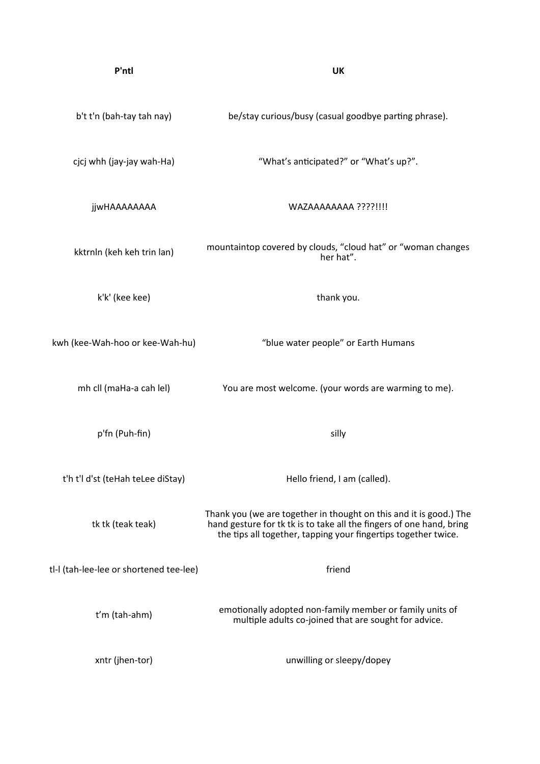| P'ntl | UK |
| --- | --- |
| b't t'n (bah-tay tah nay) | be/stay curious/busy (casual goodbye parting phrase). |
| cjcj whh (jay-jay wah-Ha) | "What's anticipated?" or "What's up?". |
| jjwHAAAAAAAA | WAZAAAAAAAA ????!!!! |
| kktrnln (keh keh trin lan) | mountaintop covered by clouds, "cloud hat" or "woman changes her hat". |
| k'k' (kee kee) | thank you. |
| kwh (kee-Wah-hoo or kee-Wah-hu) | "blue water people" or Earth Humans |
| mh cll (maHa-a cah lel) | You are most welcome. (your words are warming to me). |
| p'fn (Puh-fin) | silly |
| t'h t'l d'st (teHah teLee diStay) | Hello friend, I am (called). |
| tk tk (teak teak) | Thank you (we are together in thought on this and it is good.) The hand gesture for tk tk is to take all the fingers of one hand, bring the tips all together, tapping your fingertips together twice. |
| tl-l (tah-lee-lee or shortened tee-lee) | friend |
| t'm (tah-ahm) | emotionally adopted non-family member or family units of multiple adults co-joined that are sought for advice. |
| xntr (jhen-tor) | unwilling or sleepy/dopey |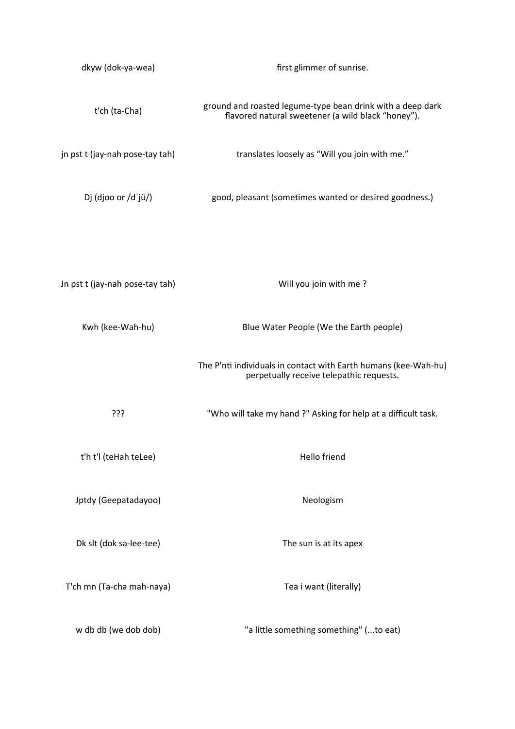| | |
|---|---|
| dkyw (dok-ya-wea) | first glimmer of sunrise. |
| t'ch (ta-Cha) | ground and roasted legume-type bean drink with a deep dark flavored natural sweetener (a wild black "honey"). |
| jn pst t (jay-nah pose-tay tah) | translates loosely as "Will you join with me." |
| Dj (djoo or /dˈjü/) | good, pleasant (sometimes wanted or desired goodness.) |

| | |
|---|---|
| Jn pst t (jay-nah pose-tay tah) | Will you join with me ? |
| Kwh (kee-Wah-hu) | Blue Water People (We the Earth people) |
| | The P'nti individuals in contact with Earth humans (kee-Wah-hu) perpetually receive telepathic requests. |
| ??? | "Who will take my hand ?" Asking for help at a difficult task. |
| t'h t'l (teHah teLee) | Hello friend |
| Jptdy (Geepatadayoo) | Neologism |
| Dk slt (dok sa-lee-tee) | The sun is at its apex |
| T'ch mn (Ta-cha mah-naya) | Tea i want (literally) |
| w db db (we dob dob) | "a little something something" (...to eat) |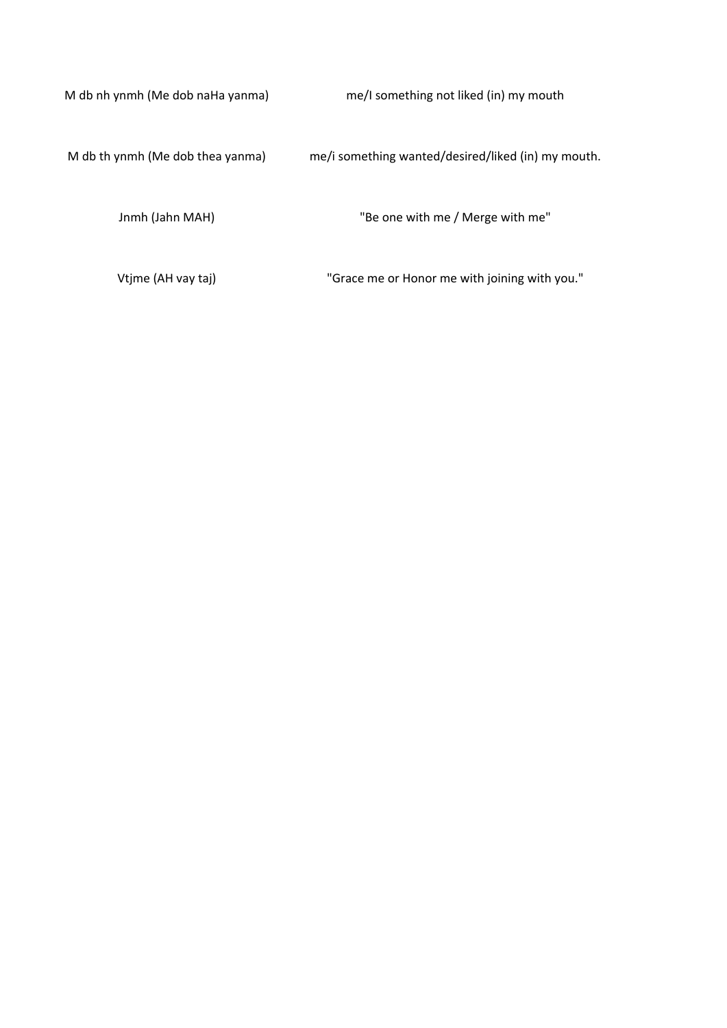| | |
|---|---|
| M db nh ynmh (Me dob naHa yanma) | me/I something not liked (in) my mouth |
| M db th ynmh (Me dob thea yanma) | me/i something wanted/desired/liked (in) my mouth. |
| Jnmh (Jahn MAH) | "Be one with me / Merge with me" |
| Vtjme (AH vay taj) | "Grace me or Honor me with joining with you." |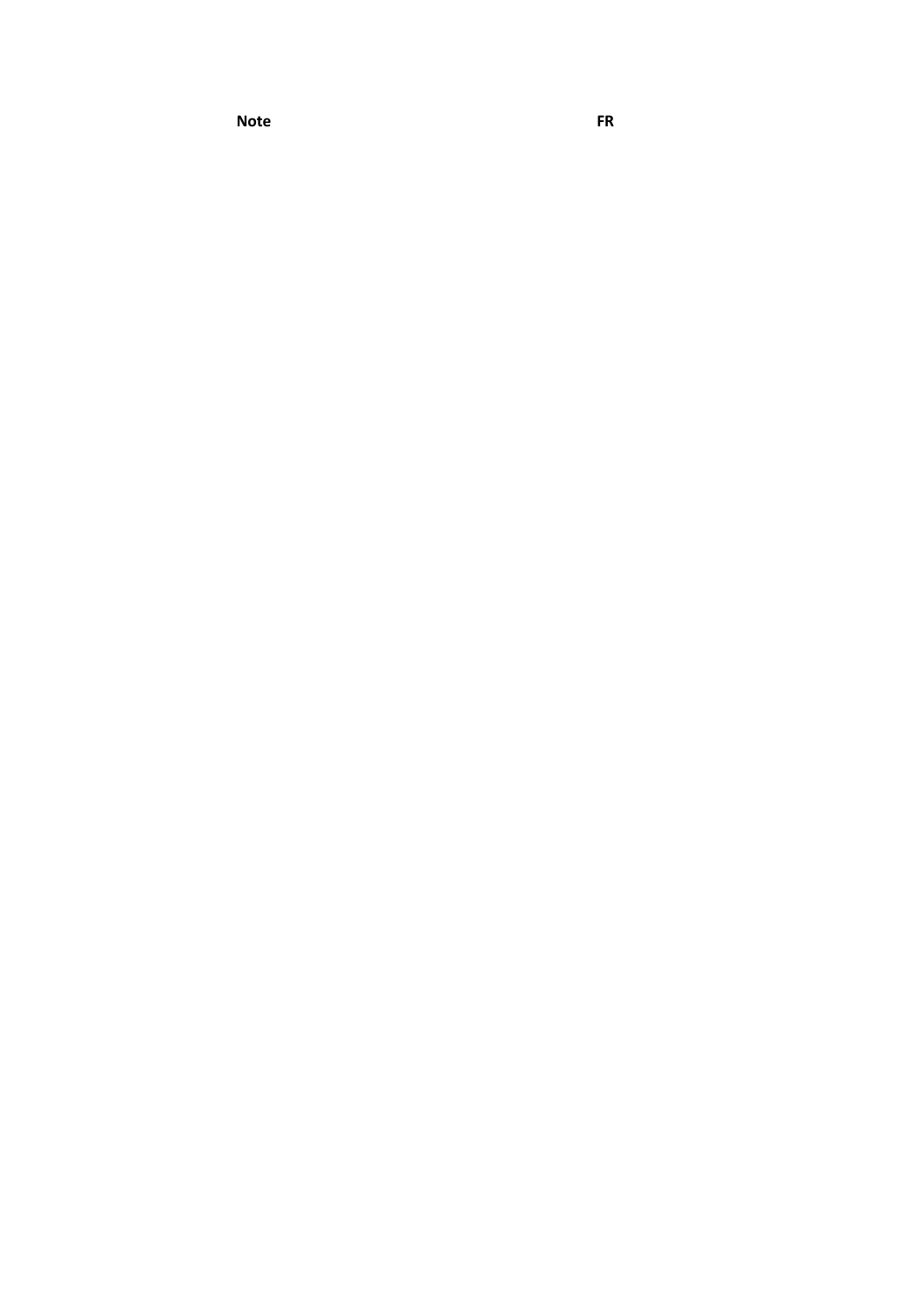| Note | FR |
| --- | --- |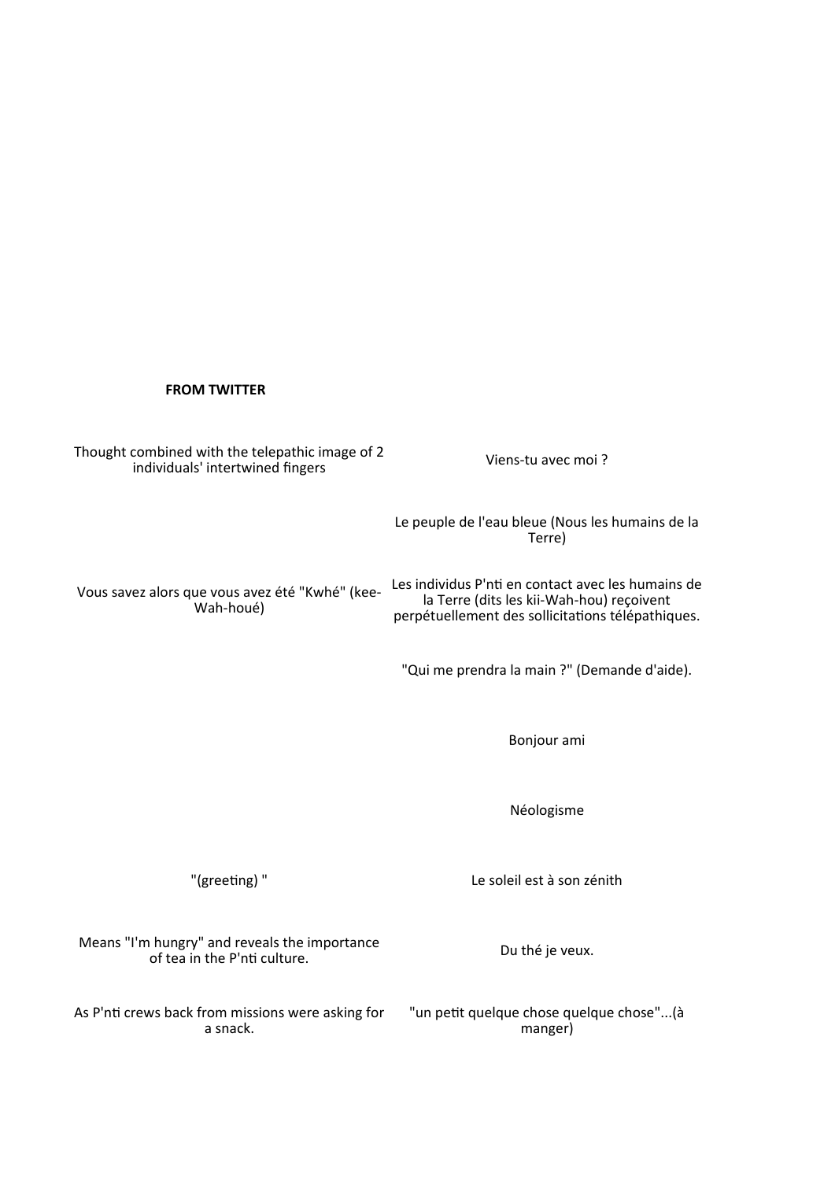**FROM TWITTER**

| | |
|---|---|
| Thought combined with the telepathic image of 2 individuals' intertwined fingers | Viens-tu avec moi ? |
| | Le peuple de l'eau bleue (Nous les humains de la Terre) |
| Vous savez alors que vous avez été "Kwhé" (kee-Wah-houé) | Les individus P'nti en contact avec les humains de la Terre (dits les kii-Wah-hou) reçoivent perpétuellement des sollicitations télépathiques. |
| | "Qui me prendra la main ?" (Demande d'aide). |
| | Bonjour ami |
| | Néologisme |
| "(greeting) " | Le soleil est à son zénith |
| Means "I'm hungry" and reveals the importance of tea in the P'nti culture. | Du thé je veux. |
| As P'nti crews back from missions were asking for a snack. | "un petit quelque chose quelque chose"...(à manger) |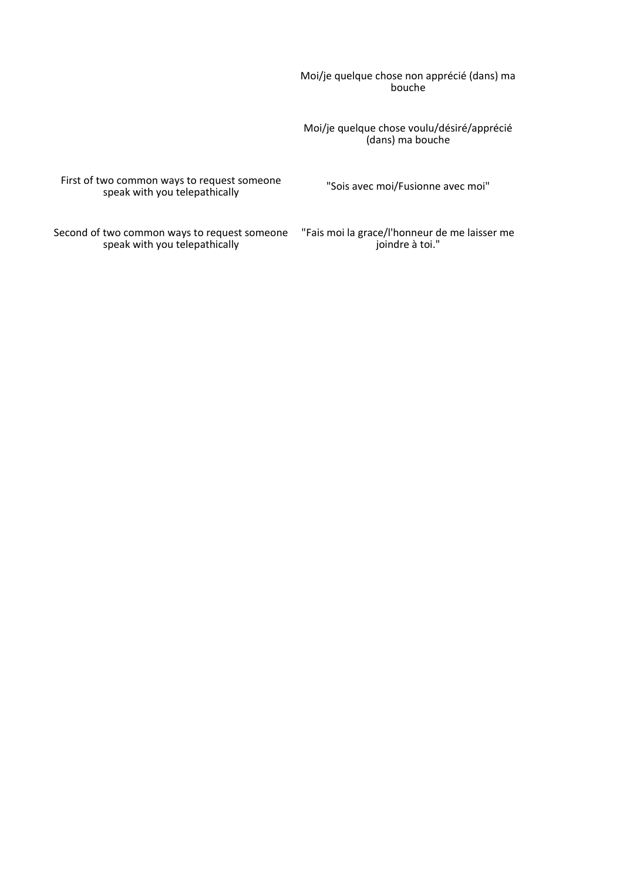| | |
|---|---|
| | Moi/je quelque chose non apprécié (dans) ma bouche |
| | Moi/je quelque chose voulu/désiré/apprécié (dans) ma bouche |
| First of two common ways to request someone speak with you telepathically | "Sois avec moi/Fusionne avec moi" |
| Second of two common ways to request someone speak with you telepathically | "Fais moi la grace/l'honneur de me laisser me joindre à toi." |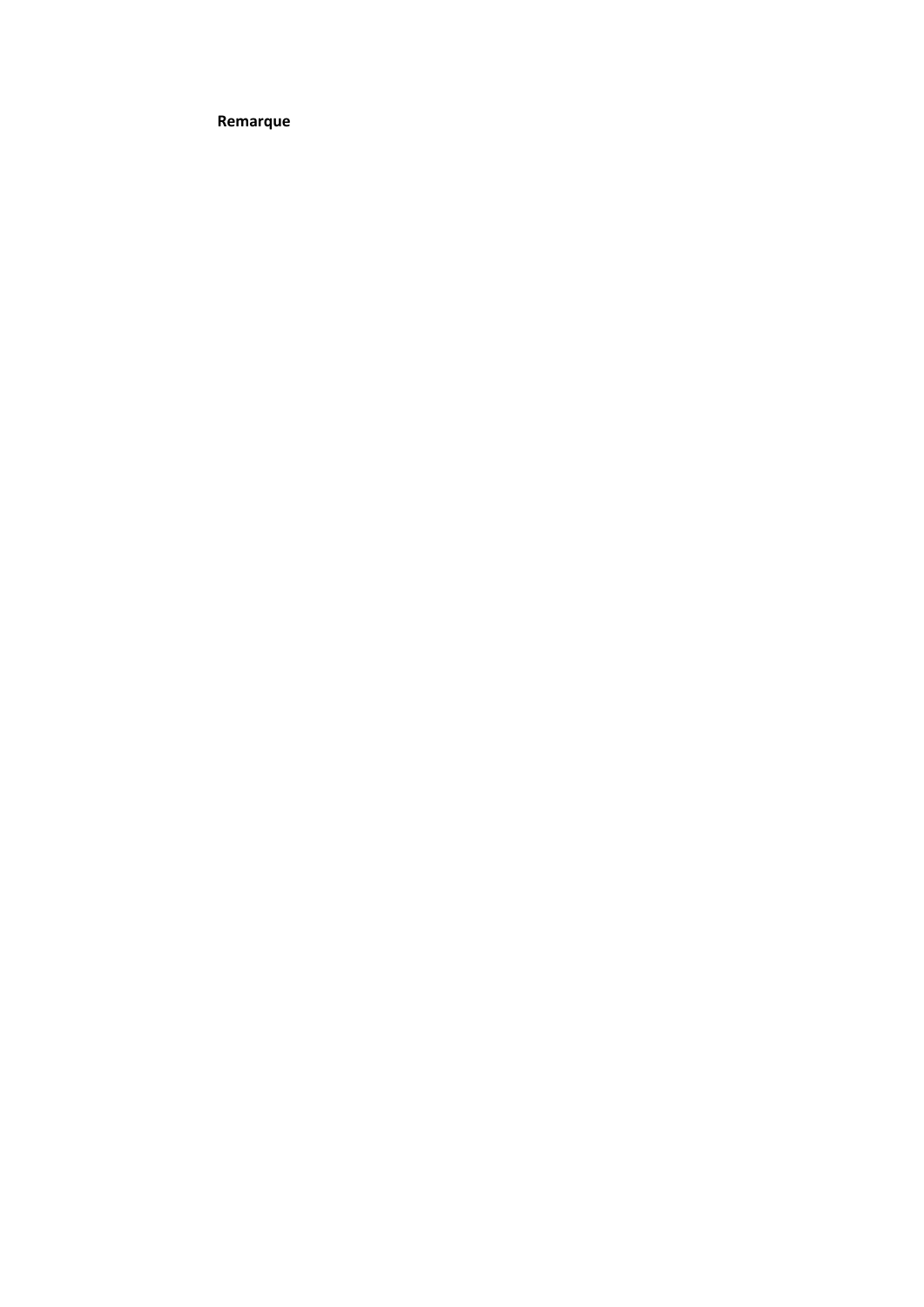**Remarque**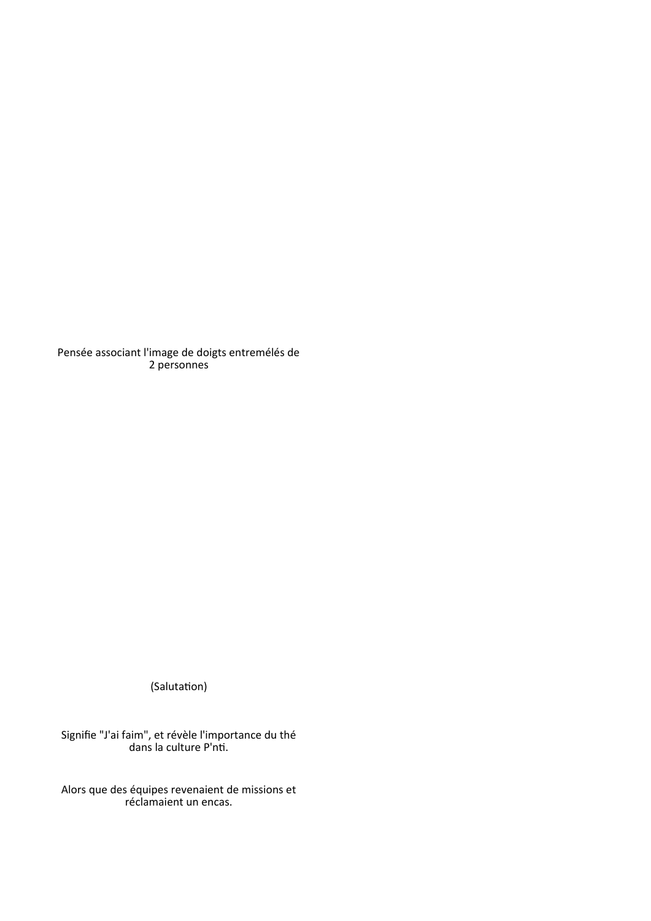Pensée associant l'image de doigts entremélés de 2 personnes

(Salutation)

Signifie "J'ai faim", et révèle l'importance du thé dans la culture P'nti.

Alors que des équipes revenaient de missions et réclamaient un encas.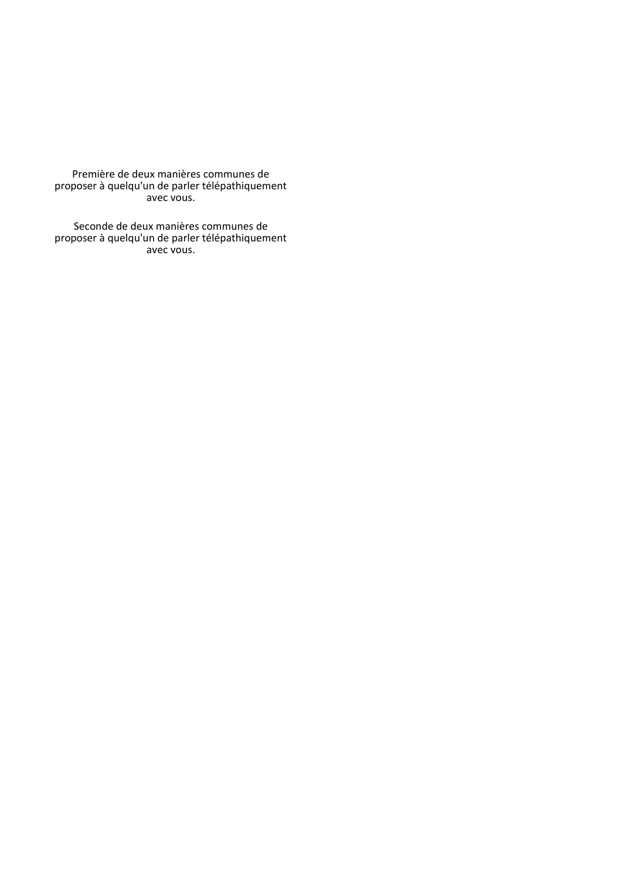Première de deux manières communes de proposer à quelqu'un de parler télépathiquement avec vous.

Seconde de deux manières communes de proposer à quelqu'un de parler télépathiquement avec vous.